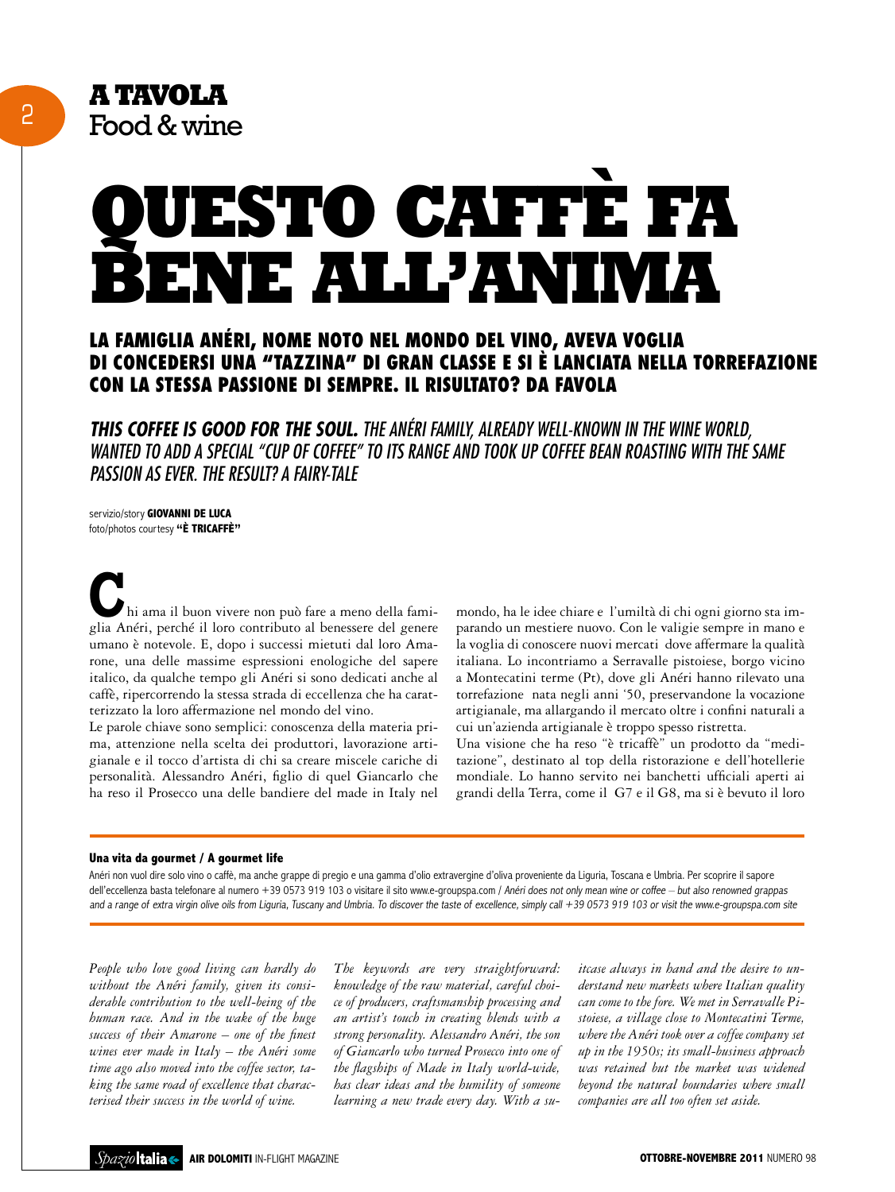**A TAVOLA**
Food & wine

# QUESTO CAFFÈ FA BENE ALL'ANIMA

## LA FAMIGLIA ANÉRI, NOME NOTO NEL MONDO DEL VINO, AVEVA VOGLIA DI CONCEDERSI UNA "TAZZINA" DI GRAN CLASSE E SI È LANCIATA NELLA TORREFAZIONE CON LA STESSA PASSIONE DI SEMPRE. IL RISULTATO? DA FAVOLA

***THIS COFFEE IS GOOD FOR THE SOUL.*** *THE ANÉRI FAMILY, ALREADY WELL-KNOWN IN THE WINE WORLD, WANTED TO ADD A SPECIAL "CUP OF COFFEE" TO ITS RANGE AND TOOK UP COFFEE BEAN ROASTING WITH THE SAME PASSION AS EVER. THE RESULT? A FAIRY-TALE*

servizio/story **GIOVANNI DE LUCA**
foto/photos courtesy **"È TRICAFFÈ"**

Chi ama il buon vivere non può fare a meno della famiglia Anéri, perché il loro contributo al benessere del genere umano è notevole. E, dopo i successi mietuti dal loro Amarone, una delle massime espressioni enologiche del sapere italico, da qualche tempo gli Anéri si sono dedicati anche al caffè, ripercorrendo la stessa strada di eccellenza che ha caratterizzato la loro affermazione nel mondo del vino.

Le parole chiave sono semplici: conoscenza della materia prima, attenzione nella scelta dei produttori, lavorazione artigianale e il tocco d'artista di chi sa creare miscele cariche di personalità. Alessandro Anéri, figlio di quel Giancarlo che ha reso il Prosecco una delle bandiere del made in Italy nel mondo, ha le idee chiare e l'umiltà di chi ogni giorno sta imparando un mestiere nuovo. Con le valigie sempre in mano e la voglia di conoscere nuovi mercati dove affermare la qualità italiana. Lo incontriamo a Serravalle pistoiese, borgo vicino a Montecatini terme (Pt), dove gli Anéri hanno rilevato una torrefazione nata negli anni '50, preservandone la vocazione artigianale, ma allargando il mercato oltre i confini naturali a cui un'azienda artigianale è troppo spesso ristretta.

Una visione che ha reso "è tricaffè" un prodotto da "meditazione", destinato al top della ristorazione e dell'hotellerie mondiale. Lo hanno servito nei banchetti ufficiali aperti ai grandi della Terra, come il G7 e il G8, ma si è bevuto il loro

---

**Una vita da gourmet / A gourmet life**

Anéri non vuol dire solo vino o caffè, ma anche grappe di pregio e una gamma d'olio extravergine d'oliva proveniente da Liguria, Toscana e Umbria. Per scoprire il sapore dell'eccellenza basta telefonare al numero +39 0573 919 103 o visitare il sito www.e-groupspa.com / *Anéri does not only mean wine or coffee – but also renowned grappas and a range of extra virgin olive oils from Liguria, Tuscany and Umbria. To discover the taste of excellence, simply call +39 0573 919 103 or visit the www.e-groupspa.com site*

---

*People who love good living can hardly do without the Anéri family, given its considerable contribution to the well-being of the human race. And in the wake of the huge success of their Amarone – one of the finest wines ever made in Italy – the Anéri some time ago also moved into the coffee sector, taking the same road of excellence that characterised their success in the world of wine.*

*The keywords are very straightforward: knowledge of the raw material, careful choice of producers, craftsmanship processing and an artist's touch in creating blends with a strong personality. Alessandro Anéri, the son of Giancarlo who turned Prosecco into one of the flagships of Made in Italy world-wide, has clear ideas and the humility of someone learning a new trade every day. With a suitcase always in hand and the desire to understand new markets where Italian quality can come to the fore. We met in Serravalle Pistoiese, a village close to Montecatini Terme, where the Anéri took over a coffee company set up in the 1950s; its small-business approach was retained but the market was widened beyond the natural boundaries where small companies are all too often set aside.*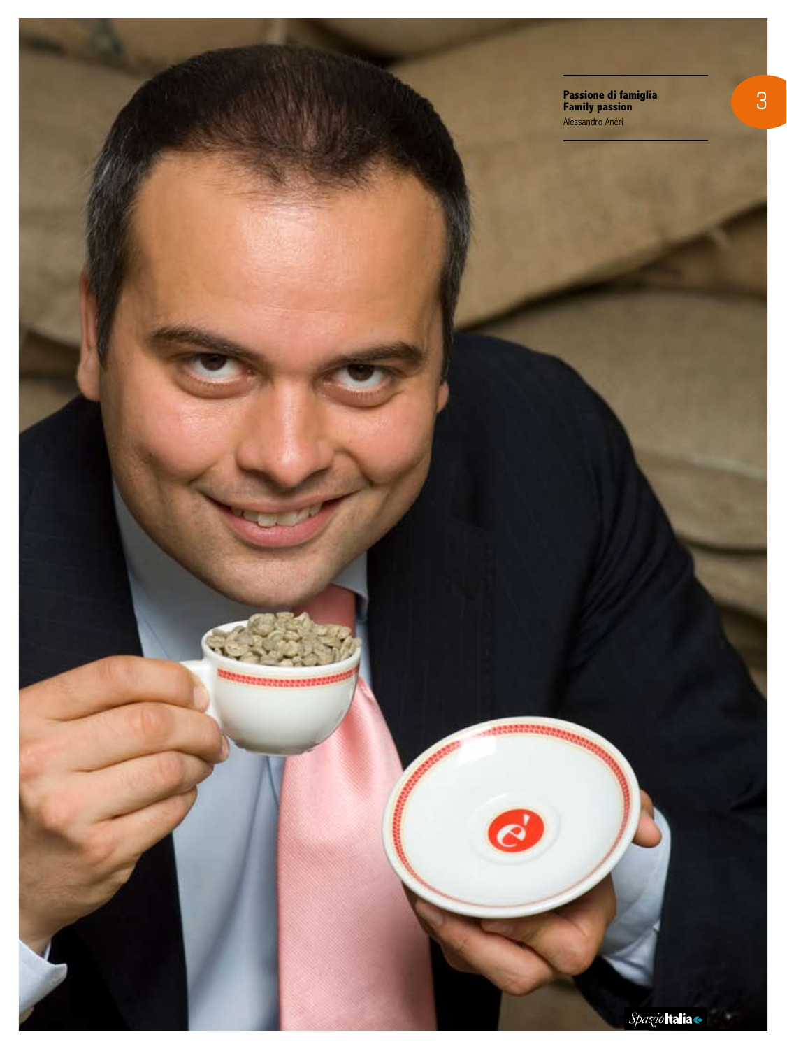**Passione di famiglia**
**Family passion**
Alessandro Anéri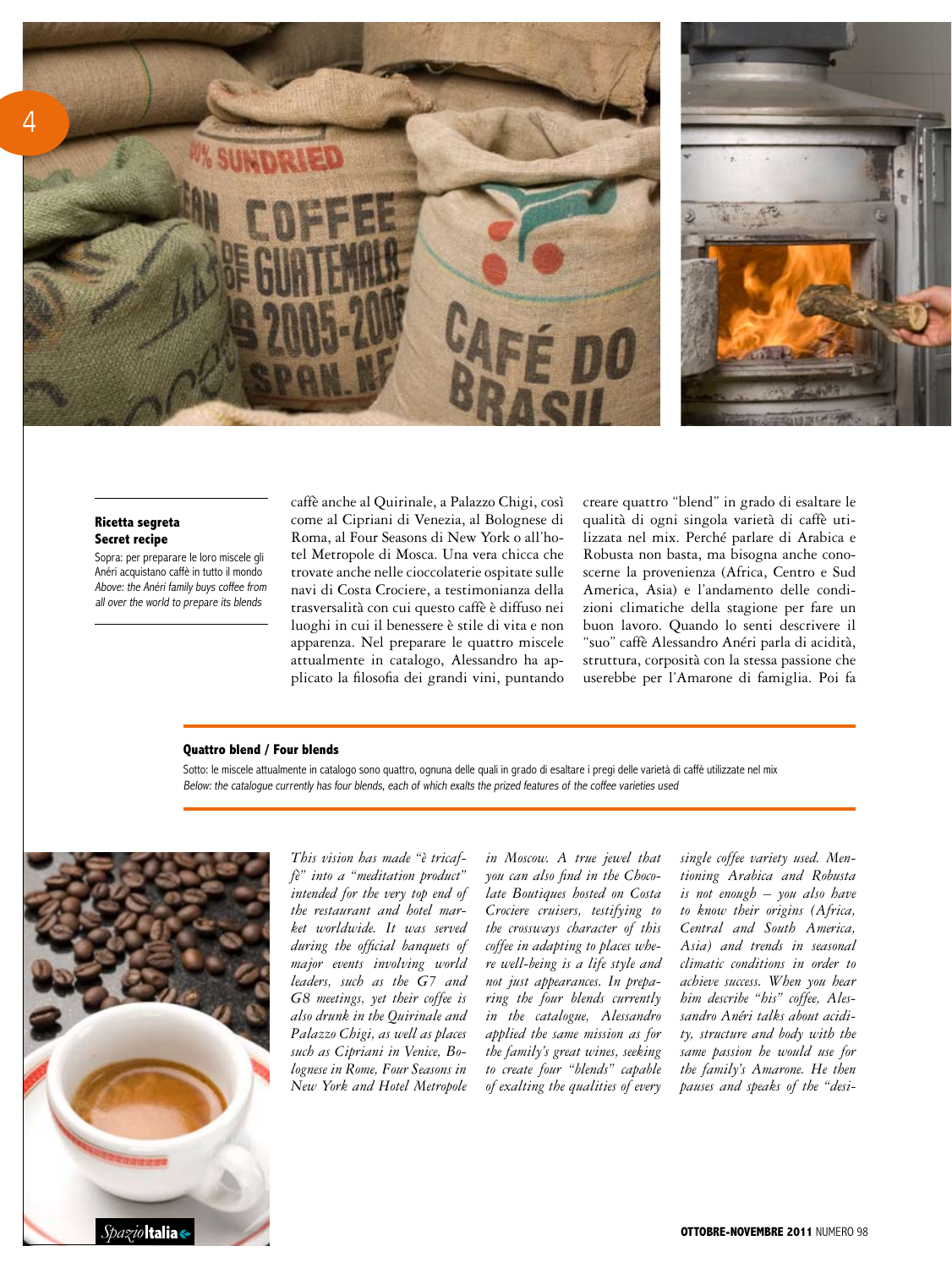**Ricetta segreta**
**Secret recipe**

Sopra: per preparare le loro miscele gli Anéri acquistano caffè in tutto il mondo
*Above: the Anéri family buys coffee from all over the world to prepare its blends*

caffè anche al Quirinale, a Palazzo Chigi, così come al Cipriani di Venezia, al Bolognese di Roma, al Four Seasons di New York o all'hotel Metropole di Mosca. Una vera chicca che trovate anche nelle cioccolaterie ospitate sulle navi di Costa Crociere, a testimonianza della trasversalità con cui questo caffè è diffuso nei luoghi in cui il benessere è stile di vita e non apparenza. Nel preparare le quattro miscele attualmente in catalogo, Alessandro ha applicato la filosofia dei grandi vini, puntando creare quattro "blend" in grado di esaltare le qualità di ogni singola varietà di caffè utilizzata nel mix. Perché parlare di Arabica e Robusta non basta, ma bisogna anche conoscerne la provenienza (Africa, Centro e Sud America, Asia) e l'andamento delle condizioni climatiche della stagione per fare un buon lavoro. Quando lo senti descrivere il "suo" caffè Alessandro Anéri parla di acidità, struttura, corposità con la stessa passione che userebbe per l'Amarone di famiglia. Poi fa

**Quattro blend / Four blends**

Sotto: le miscele attualmente in catalogo sono quattro, ognuna delle quali in grado di esaltare i pregi delle varietà di caffè utilizzate nel mix
*Below: the catalogue currently has four blends, each of which exalts the prized features of the coffee varieties used*

*This vision has made "è tricaffè" into a "meditation product" intended for the very top end of the restaurant and hotel market worldwide. It was served during the official banquets of major events involving world leaders, such as the G7 and G8 meetings, yet their coffee is also drunk in the Quirinale and Palazzo Chigi, as well as places such as Cipriani in Venice, Bolognese in Rome, Four Seasons in New York and Hotel Metropole in Moscow. A true jewel that you can also find in the Chocolate Boutiques hosted on Costa Crociere cruisers, testifying to the crossways character of this coffee in adapting to places where well-being is a life style and not just appearances. In preparing the four blends currently in the catalogue, Alessandro applied the same mission as for the family's great wines, seeking to create four "blends" capable of exalting the qualities of every single coffee variety used. Mentioning Arabica and Robusta is not enough – you also have to know their origins (Africa, Central and South America, Asia) and trends in seasonal climatic conditions in order to achieve success. When you hear him describe "his" coffee, Alessandro Anéri talks about acidity, structure and body with the same passion he would use for the family's Amarone. He then pauses and speaks of the "desi-*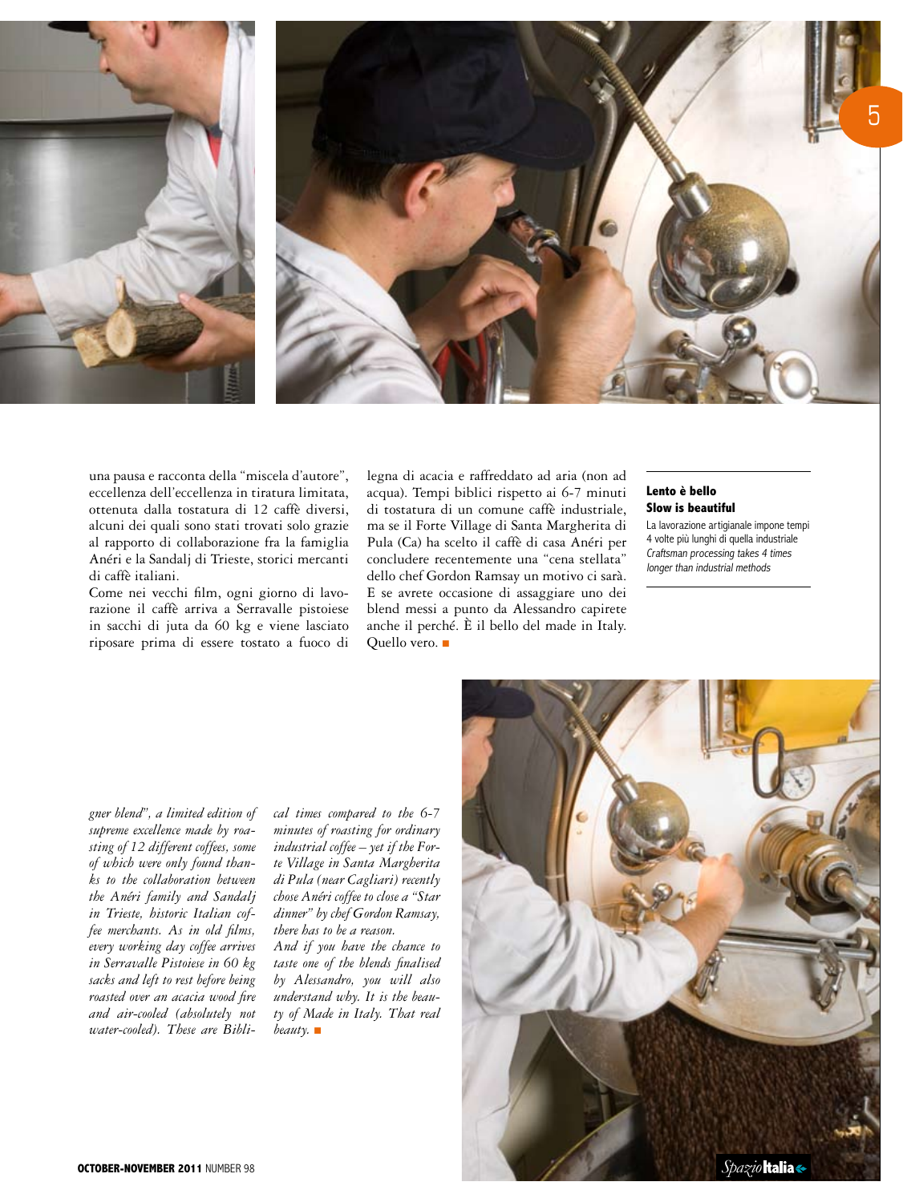una pausa e racconta della "miscela d'autore", eccellenza dell'eccellenza in tiratura limitata, ottenuta dalla tostatura di 12 caffè diversi, alcuni dei quali sono stati trovati solo grazie al rapporto di collaborazione fra la famiglia Anéri e la Sandalj di Trieste, storici mercanti di caffè italiani.

Come nei vecchi film, ogni giorno di lavorazione il caffè arriva a Serravalle pistoiese in sacchi di juta da 60 kg e viene lasciato riposare prima di essere tostato a fuoco di legna di acacia e raffreddato ad aria (non ad acqua). Tempi biblici rispetto ai 6-7 minuti di tostatura di un comune caffè industriale, ma se il Forte Village di Santa Margherita di Pula (Ca) ha scelto il caffè di casa Anéri per concludere recentemente una "cena stellata" dello chef Gordon Ramsay un motivo ci sarà. E se avrete occasione di assaggiare uno dei blend messi a punto da Alessandro capirete anche il perché. È il bello del made in Italy. Quello vero. ■

**Lento è bello**
**Slow is beautiful**

La lavorazione artigianale impone tempi 4 volte più lunghi di quella industriale
*Craftsman processing takes 4 times longer than industrial methods*

*gner blend", a limited edition of supreme excellence made by roasting of 12 different coffees, some of which were only found thanks to the collaboration between the Anéri family and Sandalj in Trieste, historic Italian coffee merchants. As in old films, every working day coffee arrives in Serravalle Pistoiese in 60 kg sacks and left to rest before being roasted over an acacia wood fire and air-cooled (absolutely not water-cooled). These are Biblical times compared to the 6-7 minutes of roasting for ordinary industrial coffee – yet if the Forte Village in Santa Margherita di Pula (near Cagliari) recently chose Anéri coffee to close a "Star dinner" by chef Gordon Ramsay, there has to be a reason.*

*And if you have the chance to taste one of the blends finalised by Alessandro, you will also understand why. It is the beauty of Made in Italy. That real beauty.* ■